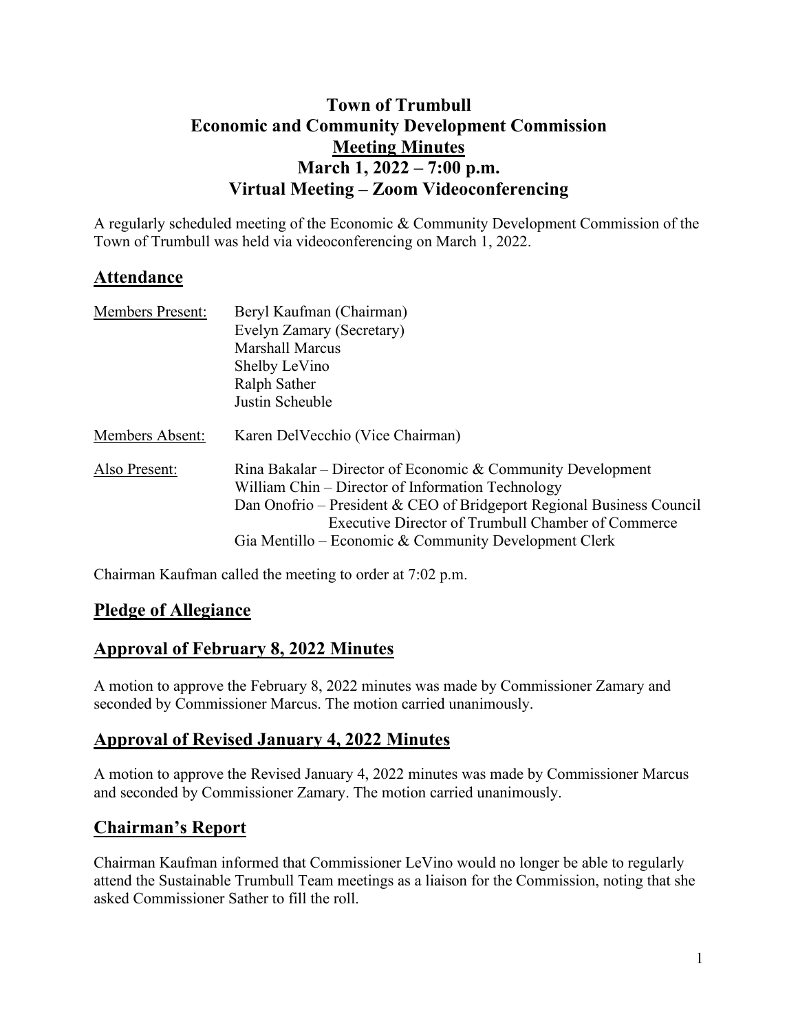# Town of Trumbull
# Economic and Community Development Commission
# Meeting Minutes
# March 1, 2022 – 7:00 p.m.
# Virtual Meeting – Zoom Videoconferencing

A regularly scheduled meeting of the Economic & Community Development Commission of the Town of Trumbull was held via videoconferencing on March 1, 2022.

## Attendance

| | |
|---|---|
| Members Present: | Beryl Kaufman (Chairman)<br>Evelyn Zamary (Secretary)<br>Marshall Marcus<br>Shelby LeVino<br>Ralph Sather<br>Justin Scheuble |
| Members Absent: | Karen DelVecchio (Vice Chairman) |
| Also Present: | Rina Bakalar – Director of Economic & Community Development<br>William Chin – Director of Information Technology<br>Dan Onofrio – President & CEO of Bridgeport Regional Business Council<br>Executive Director of Trumbull Chamber of Commerce<br>Gia Mentillo – Economic & Community Development Clerk |

Chairman Kaufman called the meeting to order at 7:02 p.m.

## Pledge of Allegiance

## Approval of February 8, 2022 Minutes

A motion to approve the February 8, 2022 minutes was made by Commissioner Zamary and seconded by Commissioner Marcus. The motion carried unanimously.

## Approval of Revised January 4, 2022 Minutes

A motion to approve the Revised January 4, 2022 minutes was made by Commissioner Marcus and seconded by Commissioner Zamary. The motion carried unanimously.

## Chairman's Report

Chairman Kaufman informed that Commissioner LeVino would no longer be able to regularly attend the Sustainable Trumbull Team meetings as a liaison for the Commission, noting that she asked Commissioner Sather to fill the roll.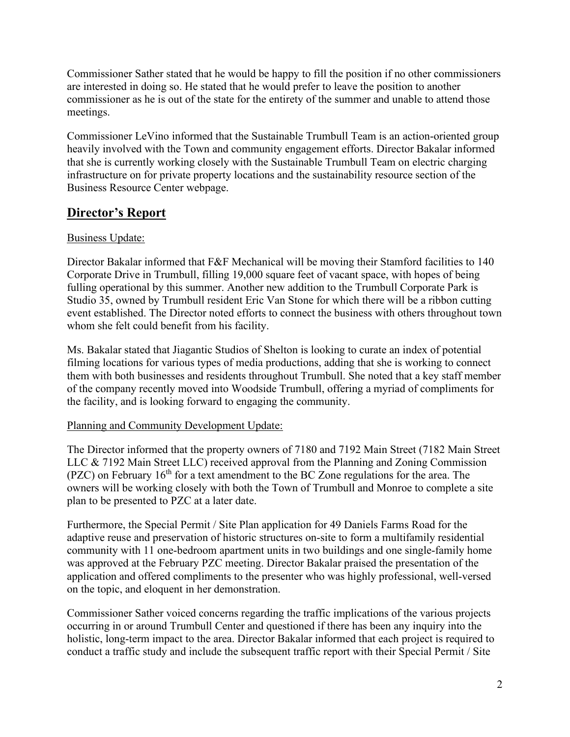Commissioner Sather stated that he would be happy to fill the position if no other commissioners are interested in doing so. He stated that he would prefer to leave the position to another commissioner as he is out of the state for the entirety of the summer and unable to attend those meetings.

Commissioner LeVino informed that the Sustainable Trumbull Team is an action-oriented group heavily involved with the Town and community engagement efforts. Director Bakalar informed that she is currently working closely with the Sustainable Trumbull Team on electric charging infrastructure on for private property locations and the sustainability resource section of the Business Resource Center webpage.

## Director's Report

Business Update:

Director Bakalar informed that F&F Mechanical will be moving their Stamford facilities to 140 Corporate Drive in Trumbull, filling 19,000 square feet of vacant space, with hopes of being fulling operational by this summer. Another new addition to the Trumbull Corporate Park is Studio 35, owned by Trumbull resident Eric Van Stone for which there will be a ribbon cutting event established. The Director noted efforts to connect the business with others throughout town whom she felt could benefit from his facility.

Ms. Bakalar stated that Jiagantic Studios of Shelton is looking to curate an index of potential filming locations for various types of media productions, adding that she is working to connect them with both businesses and residents throughout Trumbull. She noted that a key staff member of the company recently moved into Woodside Trumbull, offering a myriad of compliments for the facility, and is looking forward to engaging the community.

Planning and Community Development Update:

The Director informed that the property owners of 7180 and 7192 Main Street (7182 Main Street LLC & 7192 Main Street LLC) received approval from the Planning and Zoning Commission (PZC) on February 16th for a text amendment to the BC Zone regulations for the area. The owners will be working closely with both the Town of Trumbull and Monroe to complete a site plan to be presented to PZC at a later date.

Furthermore, the Special Permit / Site Plan application for 49 Daniels Farms Road for the adaptive reuse and preservation of historic structures on-site to form a multifamily residential community with 11 one-bedroom apartment units in two buildings and one single-family home was approved at the February PZC meeting. Director Bakalar praised the presentation of the application and offered compliments to the presenter who was highly professional, well-versed on the topic, and eloquent in her demonstration.

Commissioner Sather voiced concerns regarding the traffic implications of the various projects occurring in or around Trumbull Center and questioned if there has been any inquiry into the holistic, long-term impact to the area. Director Bakalar informed that each project is required to conduct a traffic study and include the subsequent traffic report with their Special Permit / Site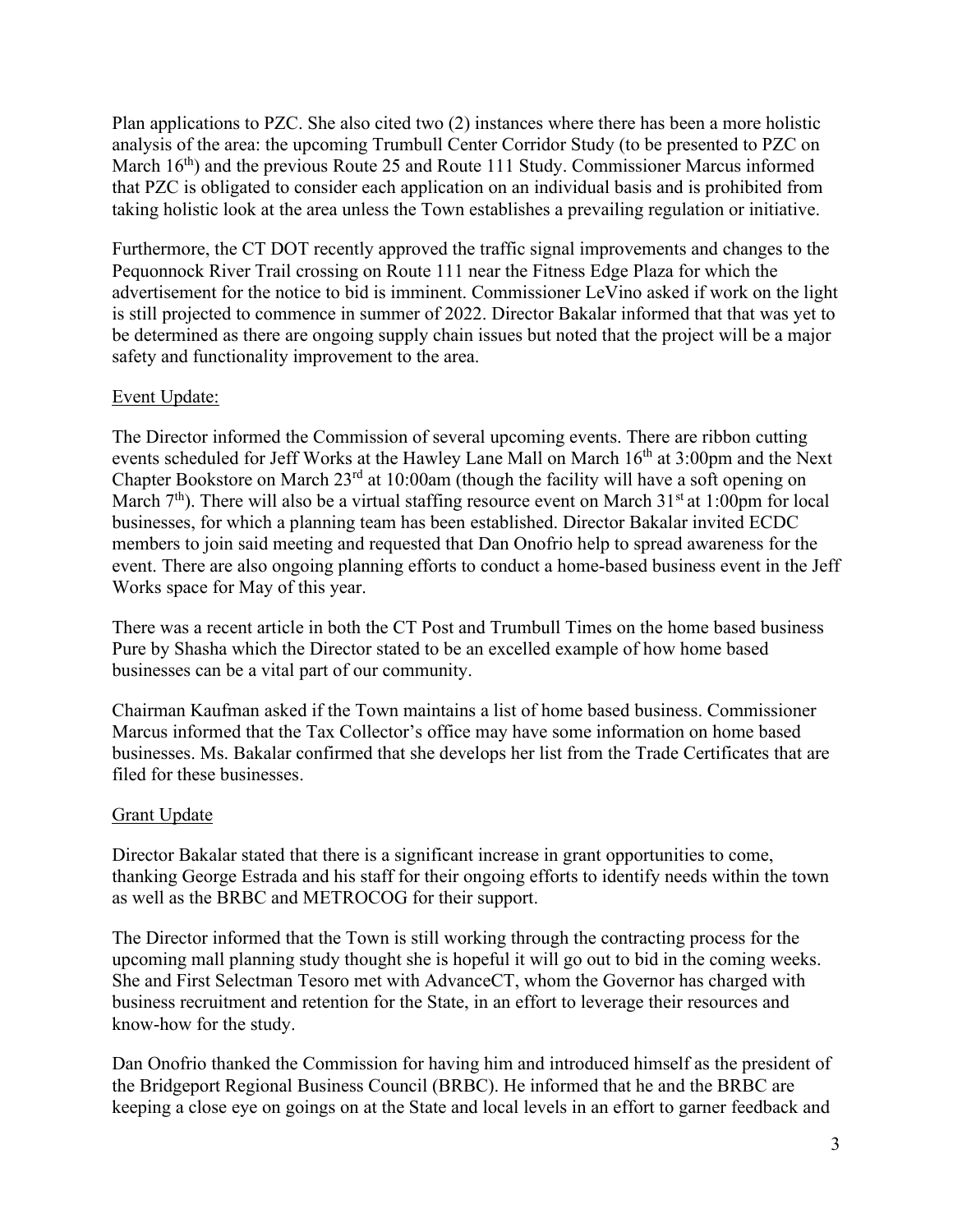Plan applications to PZC. She also cited two (2) instances where there has been a more holistic analysis of the area: the upcoming Trumbull Center Corridor Study (to be presented to PZC on March 16th) and the previous Route 25 and Route 111 Study. Commissioner Marcus informed that PZC is obligated to consider each application on an individual basis and is prohibited from taking holistic look at the area unless the Town establishes a prevailing regulation or initiative.

Furthermore, the CT DOT recently approved the traffic signal improvements and changes to the Pequonnock River Trail crossing on Route 111 near the Fitness Edge Plaza for which the advertisement for the notice to bid is imminent. Commissioner LeVino asked if work on the light is still projected to commence in summer of 2022. Director Bakalar informed that that was yet to be determined as there are ongoing supply chain issues but noted that the project will be a major safety and functionality improvement to the area.

<u>Event Update:</u>

The Director informed the Commission of several upcoming events. There are ribbon cutting events scheduled for Jeff Works at the Hawley Lane Mall on March 16th at 3:00pm and the Next Chapter Bookstore on March 23rd at 10:00am (though the facility will have a soft opening on March 7th). There will also be a virtual staffing resource event on March 31st at 1:00pm for local businesses, for which a planning team has been established. Director Bakalar invited ECDC members to join said meeting and requested that Dan Onofrio help to spread awareness for the event. There are also ongoing planning efforts to conduct a home-based business event in the Jeff Works space for May of this year.

There was a recent article in both the CT Post and Trumbull Times on the home based business Pure by Shasha which the Director stated to be an excelled example of how home based businesses can be a vital part of our community.

Chairman Kaufman asked if the Town maintains a list of home based business. Commissioner Marcus informed that the Tax Collector's office may have some information on home based businesses. Ms. Bakalar confirmed that she develops her list from the Trade Certificates that are filed for these businesses.

<u>Grant Update</u>

Director Bakalar stated that there is a significant increase in grant opportunities to come, thanking George Estrada and his staff for their ongoing efforts to identify needs within the town as well as the BRBC and METROCOG for their support.

The Director informed that the Town is still working through the contracting process for the upcoming mall planning study thought she is hopeful it will go out to bid in the coming weeks. She and First Selectman Tesoro met with AdvanceCT, whom the Governor has charged with business recruitment and retention for the State, in an effort to leverage their resources and know-how for the study.

Dan Onofrio thanked the Commission for having him and introduced himself as the president of the Bridgeport Regional Business Council (BRBC). He informed that he and the BRBC are keeping a close eye on goings on at the State and local levels in an effort to garner feedback and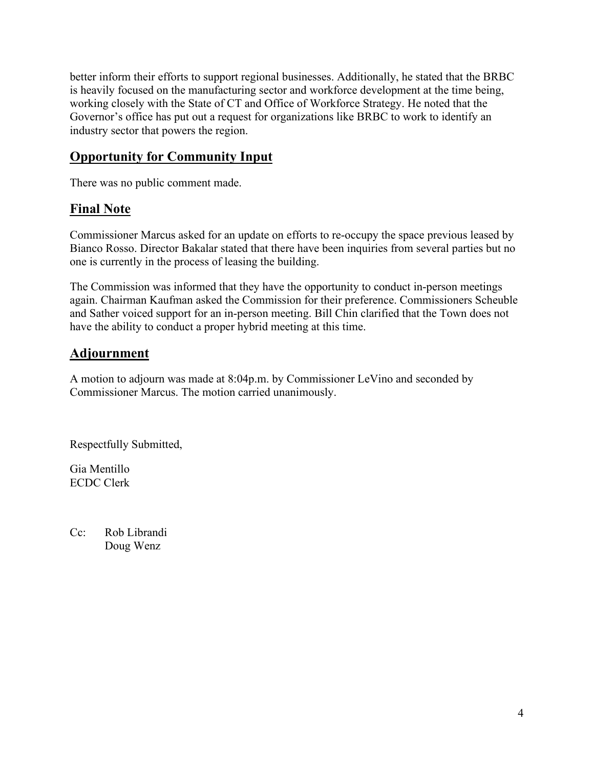better inform their efforts to support regional businesses. Additionally, he stated that the BRBC is heavily focused on the manufacturing sector and workforce development at the time being, working closely with the State of CT and Office of Workforce Strategy. He noted that the Governor's office has put out a request for organizations like BRBC to work to identify an industry sector that powers the region.

## **Opportunity for Community Input**

There was no public comment made.

## **Final Note**

Commissioner Marcus asked for an update on efforts to re-occupy the space previous leased by Bianco Rosso. Director Bakalar stated that there have been inquiries from several parties but no one is currently in the process of leasing the building.

The Commission was informed that they have the opportunity to conduct in-person meetings again. Chairman Kaufman asked the Commission for their preference. Commissioners Scheuble and Sather voiced support for an in-person meeting. Bill Chin clarified that the Town does not have the ability to conduct a proper hybrid meeting at this time.

## **Adjournment**

A motion to adjourn was made at 8:04p.m. by Commissioner LeVino and seconded by Commissioner Marcus. The motion carried unanimously.

Respectfully Submitted,

Gia Mentillo  
ECDC Clerk

Cc: Rob Librandi  
Doug Wenz